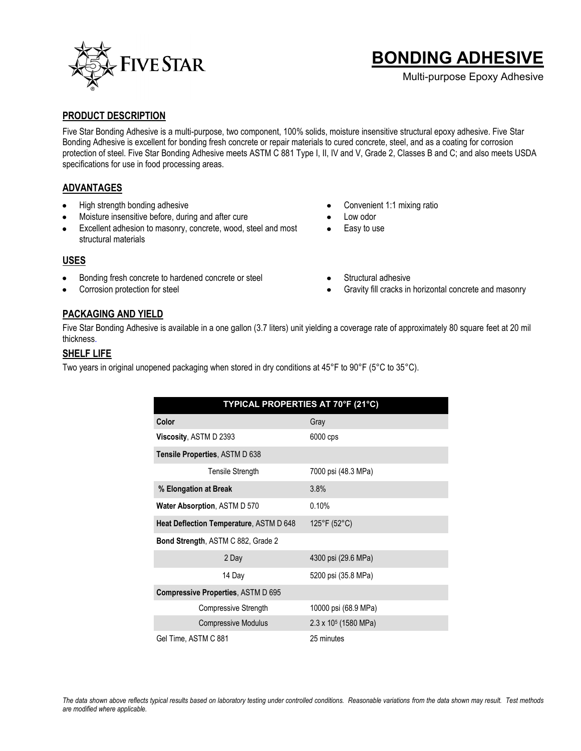FIVE STAR

# BONDING ADHESIVE

Multi-purpose Epoxy Adhesive

## PRODUCT DESCRIPTION

Five Star Bonding Adhesive is a multi-purpose, two component, 100% solids, moisture insensitive structural epoxy adhesive. Five Star Bonding Adhesive is excellent for bonding fresh concrete or repair materials to cured concrete, steel, and as a coating for corrosion protection of steel. Five Star Bonding Adhesive meets ASTM C 881 Type I, II, IV and V, Grade 2, Classes B and C; and also meets USDA specifications for use in food processing areas.

## ADVANTAGES

- High strength bonding adhesive
- Moisture insensitive before, during and after cure
- Excellent adhesion to masonry, concrete, wood, steel and most structural materials
- Convenient 1:1 mixing ratio
- Low odor
- Easy to use

## USES

- Bonding fresh concrete to hardened concrete or steel
- Corrosion protection for steel
- Structural adhesive
- Gravity fill cracks in horizontal concrete and masonry

## PACKAGING AND YIELD

Five Star Bonding Adhesive is available in a one gallon (3.7 liters) unit yielding a coverage rate of approximately 80 square feet at 20 mil thickness.

## SHELF LIFE

Two years in original unopened packaging when stored in dry conditions at 45°F to 90°F (5°C to 35°C).

| TYPICAL PROPERTIES AT 70°F (21°C) | |
|---|---|
| **Color** | Gray |
| **Viscosity**, ASTM D 2393 | 6000 cps |
| **Tensile Properties**, ASTM D 638 | |
| Tensile Strength | 7000 psi (48.3 MPa) |
| **% Elongation at Break** | 3.8% |
| **Water Absorption**, ASTM D 570 | 0.10% |
| **Heat Deflection Temperature**, ASTM D 648 | 125°F (52°C) |
| **Bond Strength**, ASTM C 882, Grade 2 | |
| 2 Day | 4300 psi (29.6 MPa) |
| 14 Day | 5200 psi (35.8 MPa) |
| **Compressive Properties**, ASTM D 695 | |
| Compressive Strength | 10000 psi (68.9 MPa) |
| Compressive Modulus | $2.3 \times 10^5$ (1580 MPa) |
| Gel Time, ASTM C 881 | 25 minutes |

*The data shown above reflects typical results based on laboratory testing under controlled conditions. Reasonable variations from the data shown may result. Test methods are modified where applicable.*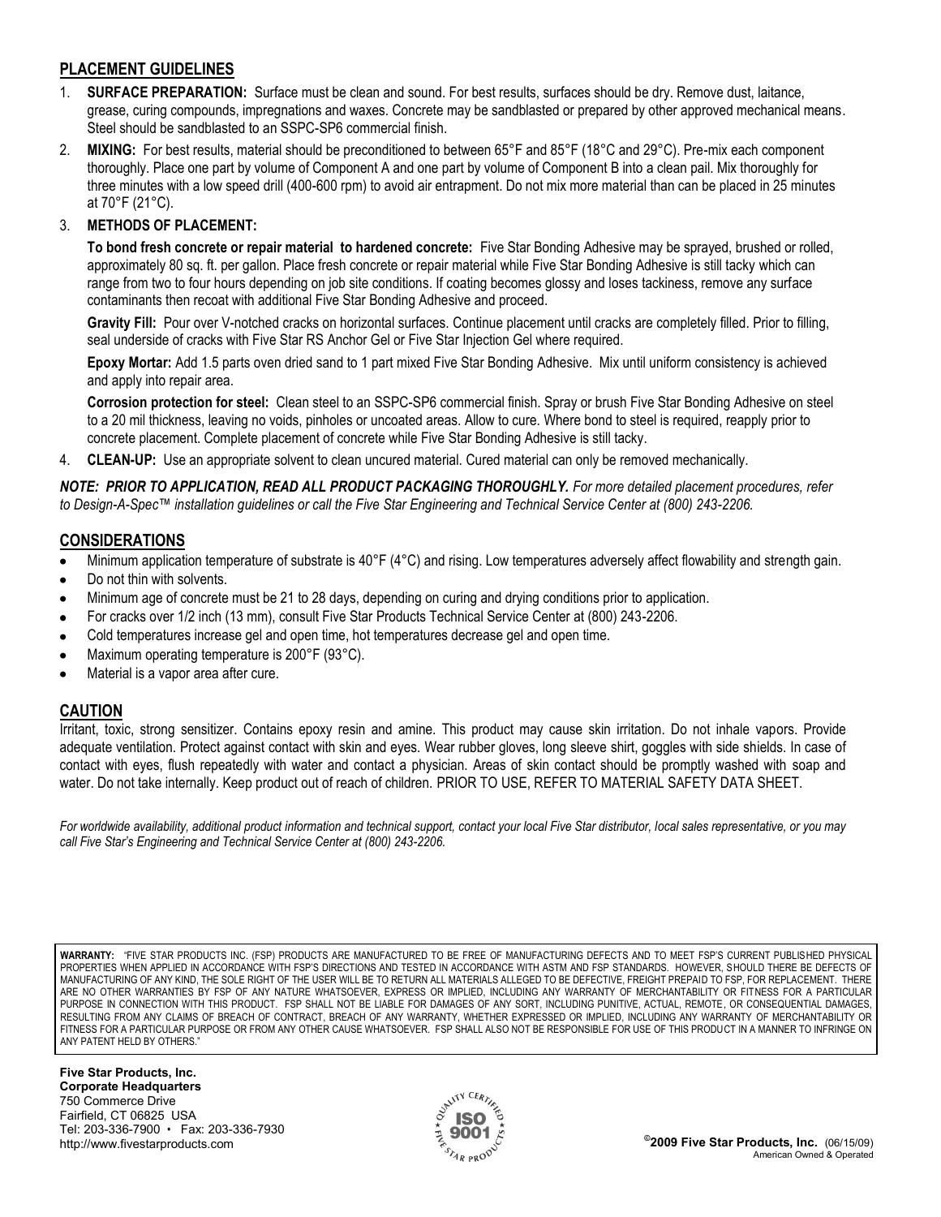## PLACEMENT GUIDELINES

1. **SURFACE PREPARATION:** Surface must be clean and sound. For best results, surfaces should be dry. Remove dust, laitance, grease, curing compounds, impregnations and waxes. Concrete may be sandblasted or prepared by other approved mechanical means. Steel should be sandblasted to an SSPC-SP6 commercial finish.
2. **MIXING:** For best results, material should be preconditioned to between 65°F and 85°F (18°C and 29°C). Pre-mix each component thoroughly. Place one part by volume of Component A and one part by volume of Component B into a clean pail. Mix thoroughly for three minutes with a low speed drill (400-600 rpm) to avoid air entrapment. Do not mix more material than can be placed in 25 minutes at 70°F (21°C).
3. **METHODS OF PLACEMENT:**

   **To bond fresh concrete or repair material to hardened concrete:** Five Star Bonding Adhesive may be sprayed, brushed or rolled, approximately 80 sq. ft. per gallon. Place fresh concrete or repair material while Five Star Bonding Adhesive is still tacky which can range from two to four hours depending on job site conditions. If coating becomes glossy and loses tackiness, remove any surface contaminants then recoat with additional Five Star Bonding Adhesive and proceed.

   **Gravity Fill:** Pour over V-notched cracks on horizontal surfaces. Continue placement until cracks are completely filled. Prior to filling, seal underside of cracks with Five Star RS Anchor Gel or Five Star Injection Gel where required.

   **Epoxy Mortar:** Add 1.5 parts oven dried sand to 1 part mixed Five Star Bonding Adhesive. Mix until uniform consistency is achieved and apply into repair area.

   **Corrosion protection for steel:** Clean steel to an SSPC-SP6 commercial finish. Spray or brush Five Star Bonding Adhesive on steel to a 20 mil thickness, leaving no voids, pinholes or uncoated areas. Allow to cure. Where bond to steel is required, reapply prior to concrete placement. Complete placement of concrete while Five Star Bonding Adhesive is still tacky.
4. **CLEAN-UP:** Use an appropriate solvent to clean uncured material. Cured material can only be removed mechanically.

***NOTE: PRIOR TO APPLICATION, READ ALL PRODUCT PACKAGING THOROUGHLY.*** *For more detailed placement procedures, refer to Design-A-Spec™ installation guidelines or call the Five Star Engineering and Technical Service Center at (800) 243-2206.*

## CONSIDERATIONS

- Minimum application temperature of substrate is 40°F (4°C) and rising. Low temperatures adversely affect flowability and strength gain.
- Do not thin with solvents.
- Minimum age of concrete must be 21 to 28 days, depending on curing and drying conditions prior to application.
- For cracks over 1/2 inch (13 mm), consult Five Star Products Technical Service Center at (800) 243-2206.
- Cold temperatures increase gel and open time, hot temperatures decrease gel and open time.
- Maximum operating temperature is 200°F (93°C).
- Material is a vapor area after cure.

## CAUTION

Irritant, toxic, strong sensitizer. Contains epoxy resin and amine. This product may cause skin irritation. Do not inhale vapors. Provide adequate ventilation. Protect against contact with skin and eyes. Wear rubber gloves, long sleeve shirt, goggles with side shields. In case of contact with eyes, flush repeatedly with water and contact a physician. Areas of skin contact should be promptly washed with soap and water. Do not take internally. Keep product out of reach of children. PRIOR TO USE, REFER TO MATERIAL SAFETY DATA SHEET.

*For worldwide availability, additional product information and technical support, contact your local Five Star distributor, local sales representative, or you may call Five Star's Engineering and Technical Service Center at (800) 243-2206.*

**WARRANTY:** "FIVE STAR PRODUCTS INC. (FSP) PRODUCTS ARE MANUFACTURED TO BE FREE OF MANUFACTURING DEFECTS AND TO MEET FSP'S CURRENT PUBLISHED PHYSICAL PROPERTIES WHEN APPLIED IN ACCORDANCE WITH FSP'S DIRECTIONS AND TESTED IN ACCORDANCE WITH ASTM AND FSP STANDARDS. HOWEVER, SHOULD THERE BE DEFECTS OF MANUFACTURING OF ANY KIND, THE SOLE RIGHT OF THE USER WILL BE TO RETURN ALL MATERIALS ALLEGED TO BE DEFECTIVE, FREIGHT PREPAID TO FSP, FOR REPLACEMENT. THERE ARE NO OTHER WARRANTIES BY FSP OF ANY NATURE WHATSOEVER, EXPRESS OR IMPLIED, INCLUDING ANY WARRANTY OF MERCHANTABILITY OR FITNESS FOR A PARTICULAR PURPOSE IN CONNECTION WITH THIS PRODUCT. FSP SHALL NOT BE LIABLE FOR DAMAGES OF ANY SORT, INCLUDING PUNITIVE, ACTUAL, REMOTE, OR CONSEQUENTIAL DAMAGES, RESULTING FROM ANY CLAIMS OF BREACH OF CONTRACT, BREACH OF ANY WARRANTY, WHETHER EXPRESSED OR IMPLIED, INCLUDING ANY WARRANTY OF MERCHANTABILITY OR FITNESS FOR A PARTICULAR PURPOSE OR FROM ANY OTHER CAUSE WHATSOEVER. FSP SHALL ALSO NOT BE RESPONSIBLE FOR USE OF THIS PRODUCT IN A MANNER TO INFRINGE ON ANY PATENT HELD BY OTHERS."

**Five Star Products, Inc.**
**Corporate Headquarters**
750 Commerce Drive
Fairfield, CT 06825 USA
Tel: 203-336-7900 • Fax: 203-336-7930
http://www.fivestarproducts.com

QUALITY CERTIFIED ISO 9001 FIVE STAR PRODUCTS

**©2009 Five Star Products, Inc.** (06/15/09)
American Owned & Operated